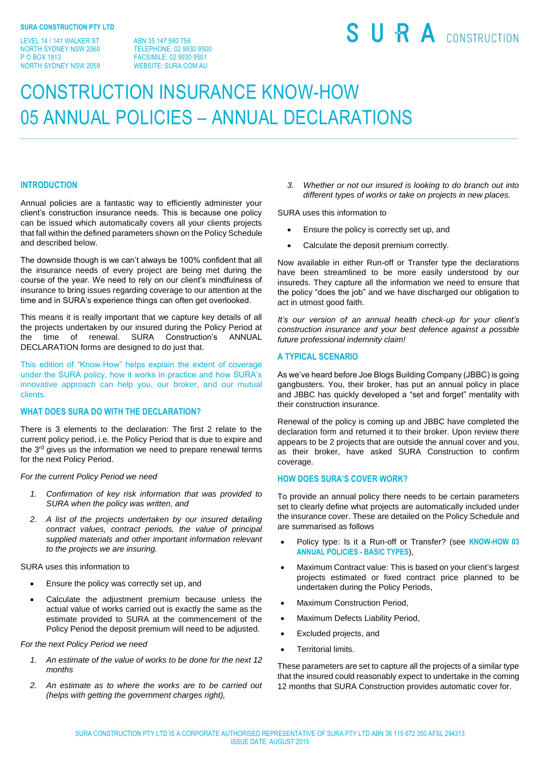**SURA CONSTRUCTION PTY LTD**

LEVEL 14 / 141 WALKER ST
NORTH SYDNEY NSW 2060
P O BOX 1813
NORTH SYDNEY NSW 2059

ABN 35 147 580 756
TELEPHONE: 02 9930 9500
FACSIMILE: 02 9930 9501
WEBSITE: SURA.COM.AU

SURA CONSTRUCTION

# CONSTRUCTION INSURANCE KNOW-HOW
# 05 ANNUAL POLICIES – ANNUAL DECLARATIONS

## INTRODUCTION

Annual policies are a fantastic way to efficiently administer your client's construction insurance needs. This is because one policy can be issued which automatically covers all your clients projects that fall within the defined parameters shown on the Policy Schedule and described below.

The downside though is we can't always be 100% confident that all the insurance needs of every project are being met during the course of the year. We need to rely on our client's mindfulness of insurance to bring issues regarding coverage to our attention at the time and in SURA's experience things can often get overlooked.

This means it is really important that we capture key details of all the projects undertaken by our insured during the Policy Period at the time of renewal. SURA Construction's ANNUAL DECLARATION forms are designed to do just that.

This edition of "Know-How" helps explain the extent of coverage under the SURA policy, how it works in practice and how SURA's innovative approach can help you, our broker, and our mutual clients.

## WHAT DOES SURA DO WITH THE DECLARATION?

There is 3 elements to the declaration: The first 2 relate to the current policy period, i.e. the Policy Period that is due to expire and the 3rd gives us the information we need to prepare renewal terms for the next Policy Period.

*For the current Policy Period we need*

1. *Confirmation of key risk information that was provided to SURA when the policy was written, and*
2. *A list of the projects undertaken by our insured detailing contract values, contract periods, the value of principal supplied materials and other important information relevant to the projects we are insuring.*

SURA uses this information to

- Ensure the policy was correctly set up, and
- Calculate the adjustment premium because unless the actual value of works carried out is exactly the same as the estimate provided to SURA at the commencement of the Policy Period the deposit premium will need to be adjusted.

*For the next Policy Period we need*

1. *An estimate of the value of works to be done for the next 12 months*
2. *An estimate as to where the works are to be carried out (helps with getting the government charges right),*
3. *Whether or not our insured is looking to do branch out into different types of works or take on projects in new places.*

SURA uses this information to

- Ensure the policy is correctly set up, and
- Calculate the deposit premium correctly.

Now available in either Run-off or Transfer type the declarations have been streamlined to be more easily understood by our insureds. They capture all the information we need to ensure that the policy "does the job" and we have discharged our obligation to act in utmost good faith.

*It's our version of an annual health check-up for your client's construction insurance and your best defence against a possible future professional indemnity claim!*

## A TYPICAL SCENARIO

As we've heard before Joe Blogs Building Company (JBBC) is going gangbusters. You, their broker, has put an annual policy in place and JBBC has quickly developed a "set and forget" mentality with their construction insurance.

Renewal of the policy is coming up and JBBC have completed the declaration form and returned it to their broker. Upon review there appears to be 2 projects that are outside the annual cover and you, as their broker, have asked SURA Construction to confirm coverage.

## HOW DOES SURA'S COVER WORK?

To provide an annual policy there needs to be certain parameters set to clearly define what projects are automatically included under the insurance cover. These are detailed on the Policy Schedule and are summarised as follows

- Policy type: Is it a Run-off or Transfer? (see **KNOW-HOW 03 ANNUAL POLICIES - BASIC TYPES**),
- Maximum Contract value: This is based on your client's largest projects estimated or fixed contract price planned to be undertaken during the Policy Periods,
- Maximum Construction Period,
- Maximum Defects Liability Period,
- Excluded projects, and
- Territorial limits.

These parameters are set to capture all the projects of a similar type that the insured could reasonably expect to undertake in the coming 12 months that SURA Construction provides automatic cover for.

SURA CONSTRUCTION PTY LTD IS A CORPORATE AUTHORISED REPRESENTATIVE OF SURA PTY LTD ABN 36 115 672 350 AFSL 294313
ISSUE DATE: AUGUST 2015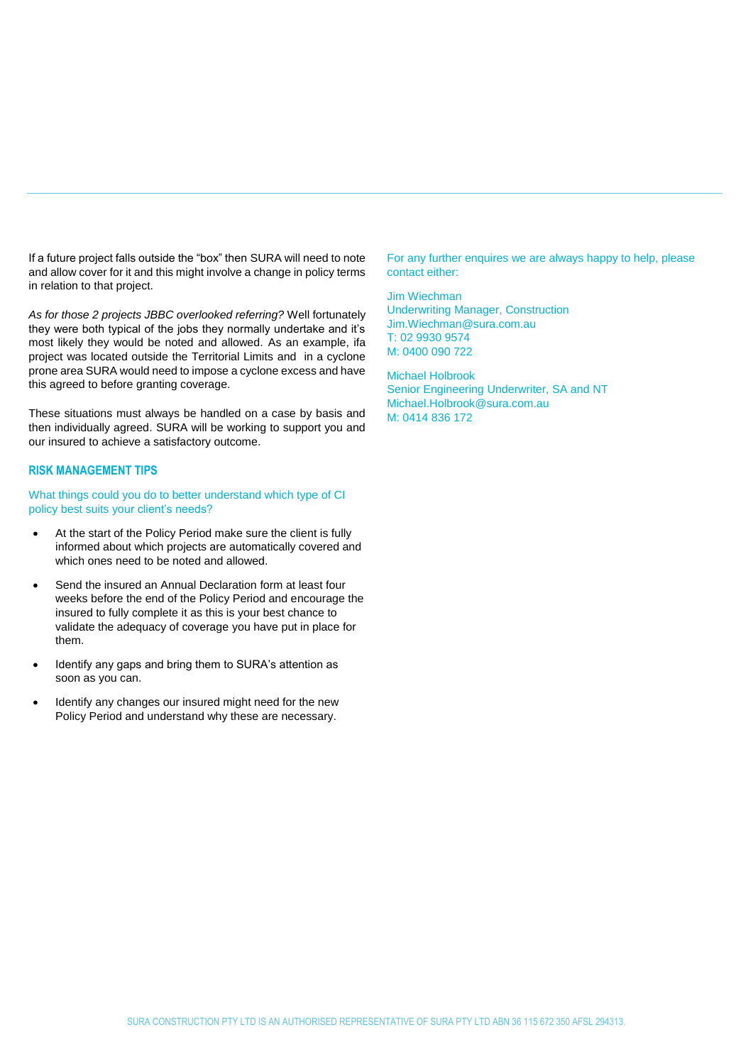If a future project falls outside the "box" then SURA will need to note and allow cover for it and this might involve a change in policy terms in relation to that project.

*As for those 2 projects JBBC overlooked referring?* Well fortunately they were both typical of the jobs they normally undertake and it's most likely they would be noted and allowed. As an example, ifa project was located outside the Territorial Limits and in a cyclone prone area SURA would need to impose a cyclone excess and have this agreed to before granting coverage.

These situations must always be handled on a case by basis and then individually agreed. SURA will be working to support you and our insured to achieve a satisfactory outcome.

## RISK MANAGEMENT TIPS

What things could you do to better understand which type of CI policy best suits your client's needs?

- At the start of the Policy Period make sure the client is fully informed about which projects are automatically covered and which ones need to be noted and allowed.
- Send the insured an Annual Declaration form at least four weeks before the end of the Policy Period and encourage the insured to fully complete it as this is your best chance to validate the adequacy of coverage you have put in place for them.
- Identify any gaps and bring them to SURA's attention as soon as you can.
- Identify any changes our insured might need for the new Policy Period and understand why these are necessary.

For any further enquires we are always happy to help, please contact either:

Jim Wiechman
Underwriting Manager, Construction
Jim.Wiechman@sura.com.au
T: 02 9930 9574
M: 0400 090 722

Michael Holbrook
Senior Engineering Underwriter, SA and NT
Michael.Holbrook@sura.com.au
M: 0414 836 172

SURA CONSTRUCTION PTY LTD IS AN AUTHORISED REPRESENTATIVE OF SURA PTY LTD ABN 36 115 672 350 AFSL 294313.